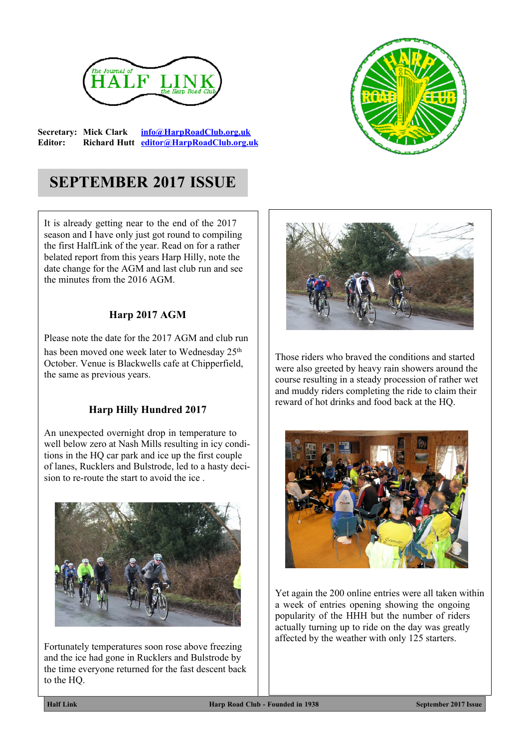**Secretary:** Mick Clark info@HarpRoadClub.org.uk
**Editor:** Richard Hutt editor@HarpRoadClub.org.uk

# SEPTEMBER 2017 ISSUE

It is already getting near to the end of the 2017 season and I have only just got round to compiling the first HalfLink of the year. Read on for a rather belated report from this years Harp Hilly, note the date change for the AGM and last club run and see the minutes from the 2016 AGM.

## Harp 2017 AGM

Please note the date for the 2017 AGM and club run has been moved one week later to Wednesday 25th October. Venue is Blackwells cafe at Chipperfield, the same as previous years.

## Harp Hilly Hundred 2017

An unexpected overnight drop in temperature to well below zero at Nash Mills resulting in icy conditions in the HQ car park and ice up the first couple of lanes, Rucklers and Bulstrode, led to a hasty decision to re-route the start to avoid the ice .

Fortunately temperatures soon rose above freezing and the ice had gone in Rucklers and Bulstrode by the time everyone returned for the fast descent back to the HQ.

Those riders who braved the conditions and started were also greeted by heavy rain showers around the course resulting in a steady procession of rather wet and muddy riders completing the ride to claim their reward of hot drinks and food back at the HQ.

Yet again the 200 online entries were all taken within a week of entries opening showing the ongoing popularity of the HHH but the number of riders actually turning up to ride on the day was greatly affected by the weather with only 125 starters.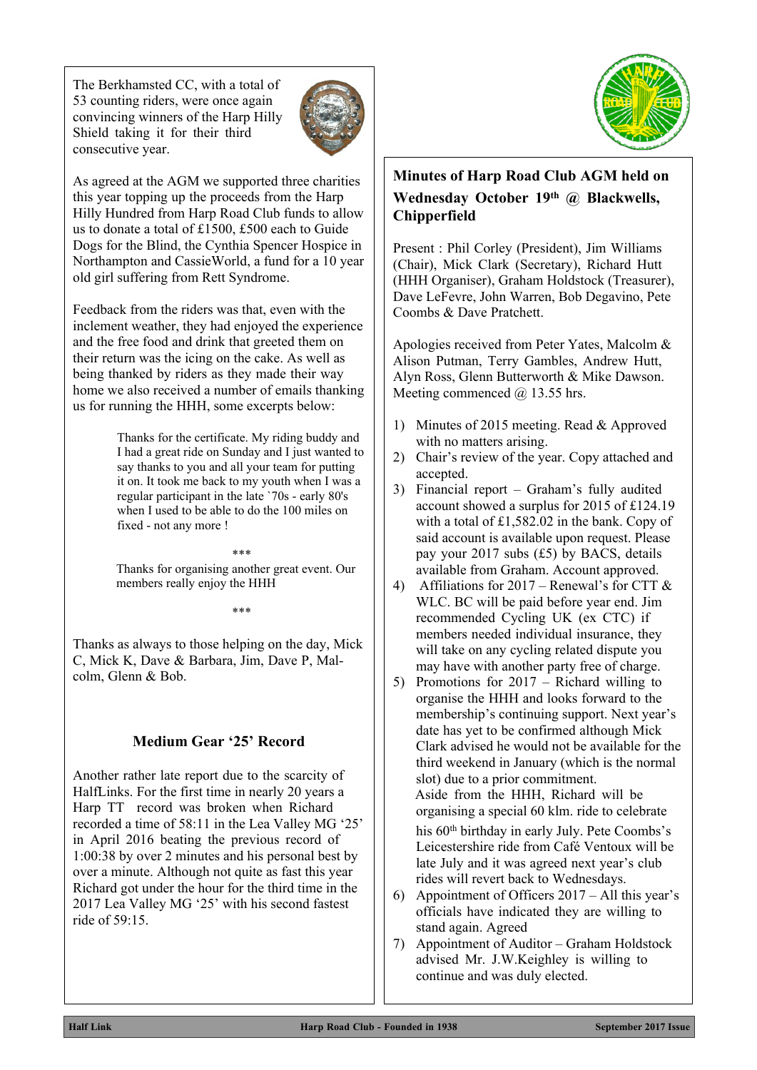The Berkhamsted CC, with a total of 53 counting riders, were once again convincing winners of the Harp Hilly Shield taking it for their third consecutive year.

As agreed at the AGM we supported three charities this year topping up the proceeds from the Harp Hilly Hundred from Harp Road Club funds to allow us to donate a total of £1500, £500 each to Guide Dogs for the Blind, the Cynthia Spencer Hospice in Northampton and CassieWorld, a fund for a 10 year old girl suffering from Rett Syndrome.

Feedback from the riders was that, even with the inclement weather, they had enjoyed the experience and the free food and drink that greeted them on their return was the icing on the cake. As well as being thanked by riders as they made their way home we also received a number of emails thanking us for running the HHH, some excerpts below:

> Thanks for the certificate. My riding buddy and I had a great ride on Sunday and I just wanted to say thanks to you and all your team for putting it on. It took me back to my youth when I was a regular participant in the late `70s - early 80's when I used to be able to do the 100 miles on fixed - not any more !
>
> \*\*\*
>
> Thanks for organising another great event. Our members really enjoy the HHH
>
> \*\*\*

Thanks as always to those helping on the day, Mick C, Mick K, Dave & Barbara, Jim, Dave P, Malcolm, Glenn & Bob.

### Medium Gear '25' Record

Another rather late report due to the scarcity of HalfLinks. For the first time in nearly 20 years a Harp TT record was broken when Richard recorded a time of 58:11 in the Lea Valley MG '25' in April 2016 beating the previous record of 1:00:38 by over 2 minutes and his personal best by over a minute. Although not quite as fast this year Richard got under the hour for the third time in the 2017 Lea Valley MG '25' with his second fastest ride of 59:15.

## Minutes of Harp Road Club AGM held on Wednesday October 19th @ Blackwells, Chipperfield

Present : Phil Corley (President), Jim Williams (Chair), Mick Clark (Secretary), Richard Hutt (HHH Organiser), Graham Holdstock (Treasurer), Dave LeFevre, John Warren, Bob Degavino, Pete Coombs & Dave Pratchett.

Apologies received from Peter Yates, Malcolm & Alison Putman, Terry Gambles, Andrew Hutt, Alyn Ross, Glenn Butterworth & Mike Dawson. Meeting commenced @ 13.55 hrs.

1) Minutes of 2015 meeting. Read & Approved with no matters arising.
2) Chair's review of the year. Copy attached and accepted.
3) Financial report – Graham's fully audited account showed a surplus for 2015 of £124.19 with a total of £1,582.02 in the bank. Copy of said account is available upon request. Please pay your 2017 subs (£5) by BACS, details available from Graham. Account approved.
4) Affiliations for 2017 – Renewal's for CTT & WLC. BC will be paid before year end. Jim recommended Cycling UK (ex CTC) if members needed individual insurance, they will take on any cycling related dispute you may have with another party free of charge.
5) Promotions for 2017 – Richard willing to organise the HHH and looks forward to the membership's continuing support. Next year's date has yet to be confirmed although Mick Clark advised he would not be available for the third weekend in January (which is the normal slot) due to a prior commitment.
   Aside from the HHH, Richard will be organising a special 60 klm. ride to celebrate his 60th birthday in early July. Pete Coombs's Leicestershire ride from Café Ventoux will be late July and it was agreed next year's club rides will revert back to Wednesdays.
6) Appointment of Officers 2017 – All this year's officials have indicated they are willing to stand again. Agreed
7) Appointment of Auditor – Graham Holdstock advised Mr. J.W.Keighley is willing to continue and was duly elected.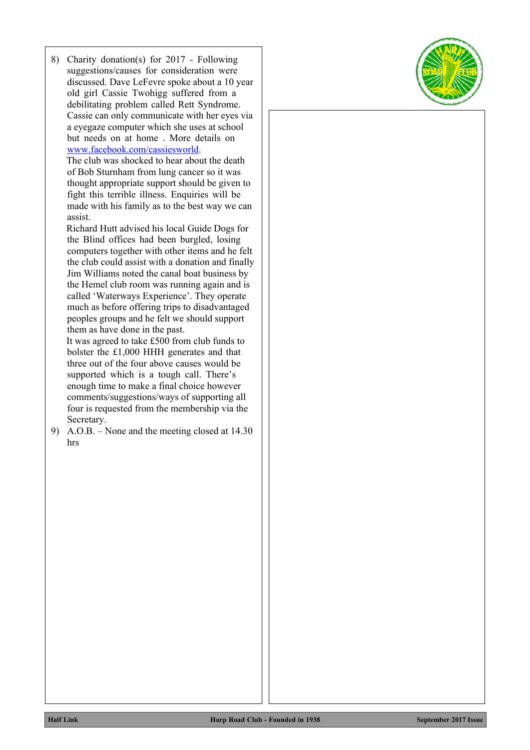8) Charity donation(s) for 2017 - Following suggestions/causes for consideration were discussed. Dave LeFevre spoke about a 10 year old girl Cassie Twohigg suffered from a debilitating problem called Rett Syndrome. Cassie can only communicate with her eyes via a eyegaze computer which she uses at school but needs on at home . More details on www.facebook.com/cassiesworld.

   The club was shocked to hear about the death of Bob Sturnham from lung cancer so it was thought appropriate support should be given to fight this terrible illness. Enquiries will be made with his family as to the best way we can assist.

   Richard Hutt advised his local Guide Dogs for the Blind offices had been burgled, losing computers together with other items and he felt the club could assist with a donation and finally Jim Williams noted the canal boat business by the Hemel club room was running again and is called 'Waterways Experience'. They operate much as before offering trips to disadvantaged peoples groups and he felt we should support them as have done in the past.

   It was agreed to take £500 from club funds to bolster the £1,000 HHH generates and that three out of the four above causes would be supported which is a tough call. There's enough time to make a final choice however comments/suggestions/ways of supporting all four is requested from the membership via the Secretary.

9) A.O.B. – None and the meeting closed at 14.30 hrs